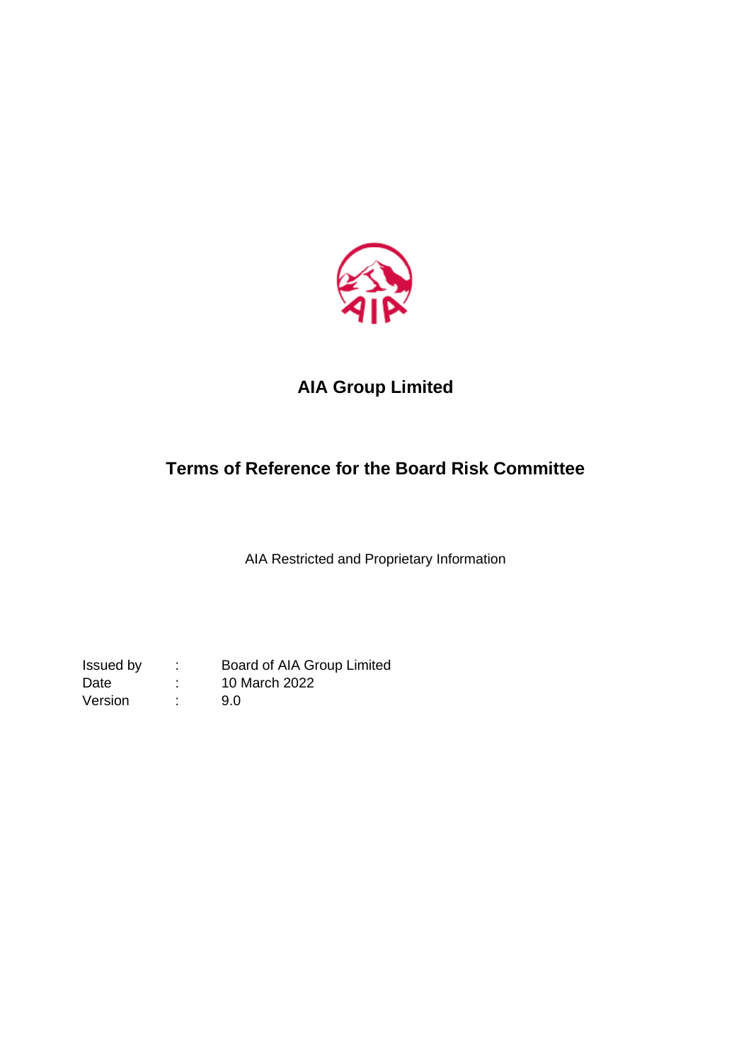# AIA Group Limited

## Terms of Reference for the Board Risk Committee

AIA Restricted and Proprietary Information

| | | |
|---|---|---|
| Issued by | : | Board of AIA Group Limited |
| Date | : | 10 March 2022 |
| Version | : | 9.0 |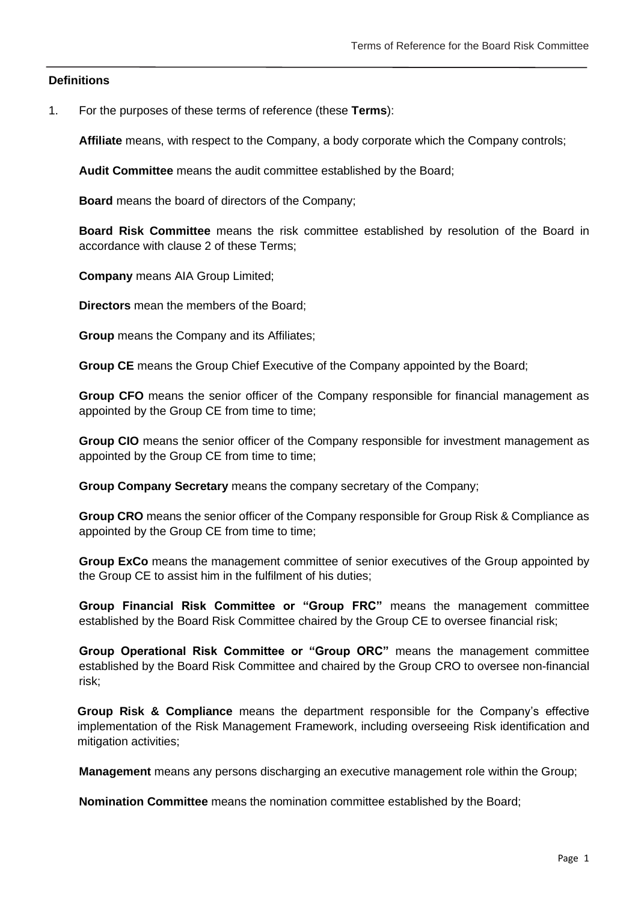## Definitions

1. For the purposes of these terms of reference (these **Terms**):

   **Affiliate** means, with respect to the Company, a body corporate which the Company controls;

   **Audit Committee** means the audit committee established by the Board;

   **Board** means the board of directors of the Company;

   **Board Risk Committee** means the risk committee established by resolution of the Board in accordance with clause 2 of these Terms;

   **Company** means AIA Group Limited;

   **Directors** mean the members of the Board;

   **Group** means the Company and its Affiliates;

   **Group CE** means the Group Chief Executive of the Company appointed by the Board;

   **Group CFO** means the senior officer of the Company responsible for financial management as appointed by the Group CE from time to time;

   **Group CIO** means the senior officer of the Company responsible for investment management as appointed by the Group CE from time to time;

   **Group Company Secretary** means the company secretary of the Company;

   **Group CRO** means the senior officer of the Company responsible for Group Risk & Compliance as appointed by the Group CE from time to time;

   **Group ExCo** means the management committee of senior executives of the Group appointed by the Group CE to assist him in the fulfilment of his duties;

   **Group Financial Risk Committee or "Group FRC"** means the management committee established by the Board Risk Committee chaired by the Group CE to oversee financial risk;

   **Group Operational Risk Committee or "Group ORC"** means the management committee established by the Board Risk Committee and chaired by the Group CRO to oversee non-financial risk;

   **Group Risk & Compliance** means the department responsible for the Company's effective implementation of the Risk Management Framework, including overseeing Risk identification and mitigation activities;

   **Management** means any persons discharging an executive management role within the Group;

   **Nomination Committee** means the nomination committee established by the Board;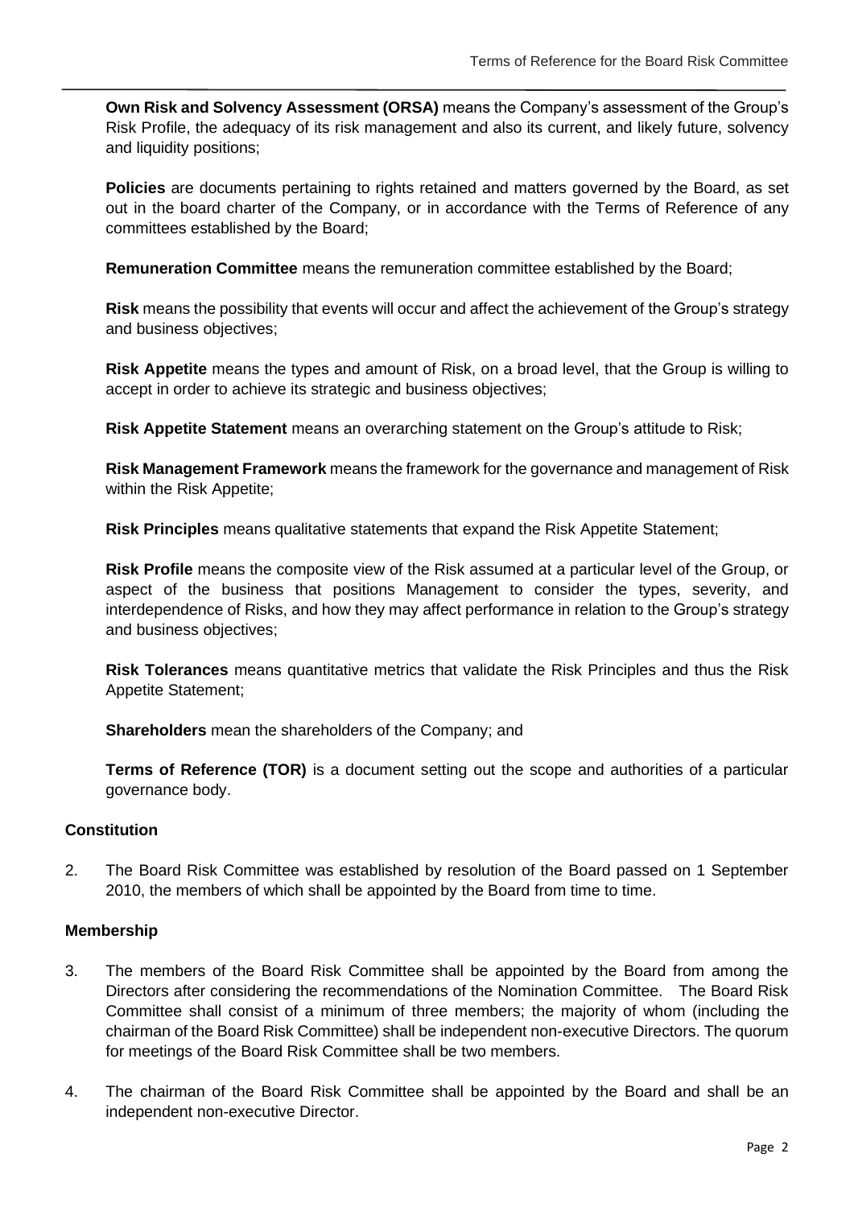**Own Risk and Solvency Assessment (ORSA)** means the Company's assessment of the Group's Risk Profile, the adequacy of its risk management and also its current, and likely future, solvency and liquidity positions;

**Policies** are documents pertaining to rights retained and matters governed by the Board, as set out in the board charter of the Company, or in accordance with the Terms of Reference of any committees established by the Board;

**Remuneration Committee** means the remuneration committee established by the Board;

**Risk** means the possibility that events will occur and affect the achievement of the Group's strategy and business objectives;

**Risk Appetite** means the types and amount of Risk, on a broad level, that the Group is willing to accept in order to achieve its strategic and business objectives;

**Risk Appetite Statement** means an overarching statement on the Group's attitude to Risk;

**Risk Management Framework** means the framework for the governance and management of Risk within the Risk Appetite;

**Risk Principles** means qualitative statements that expand the Risk Appetite Statement;

**Risk Profile** means the composite view of the Risk assumed at a particular level of the Group, or aspect of the business that positions Management to consider the types, severity, and interdependence of Risks, and how they may affect performance in relation to the Group's strategy and business objectives;

**Risk Tolerances** means quantitative metrics that validate the Risk Principles and thus the Risk Appetite Statement;

**Shareholders** mean the shareholders of the Company; and

**Terms of Reference (TOR)** is a document setting out the scope and authorities of a particular governance body.

## Constitution

2. The Board Risk Committee was established by resolution of the Board passed on 1 September 2010, the members of which shall be appointed by the Board from time to time.

## Membership

3. The members of the Board Risk Committee shall be appointed by the Board from among the Directors after considering the recommendations of the Nomination Committee. The Board Risk Committee shall consist of a minimum of three members; the majority of whom (including the chairman of the Board Risk Committee) shall be independent non-executive Directors. The quorum for meetings of the Board Risk Committee shall be two members.

4. The chairman of the Board Risk Committee shall be appointed by the Board and shall be an independent non-executive Director.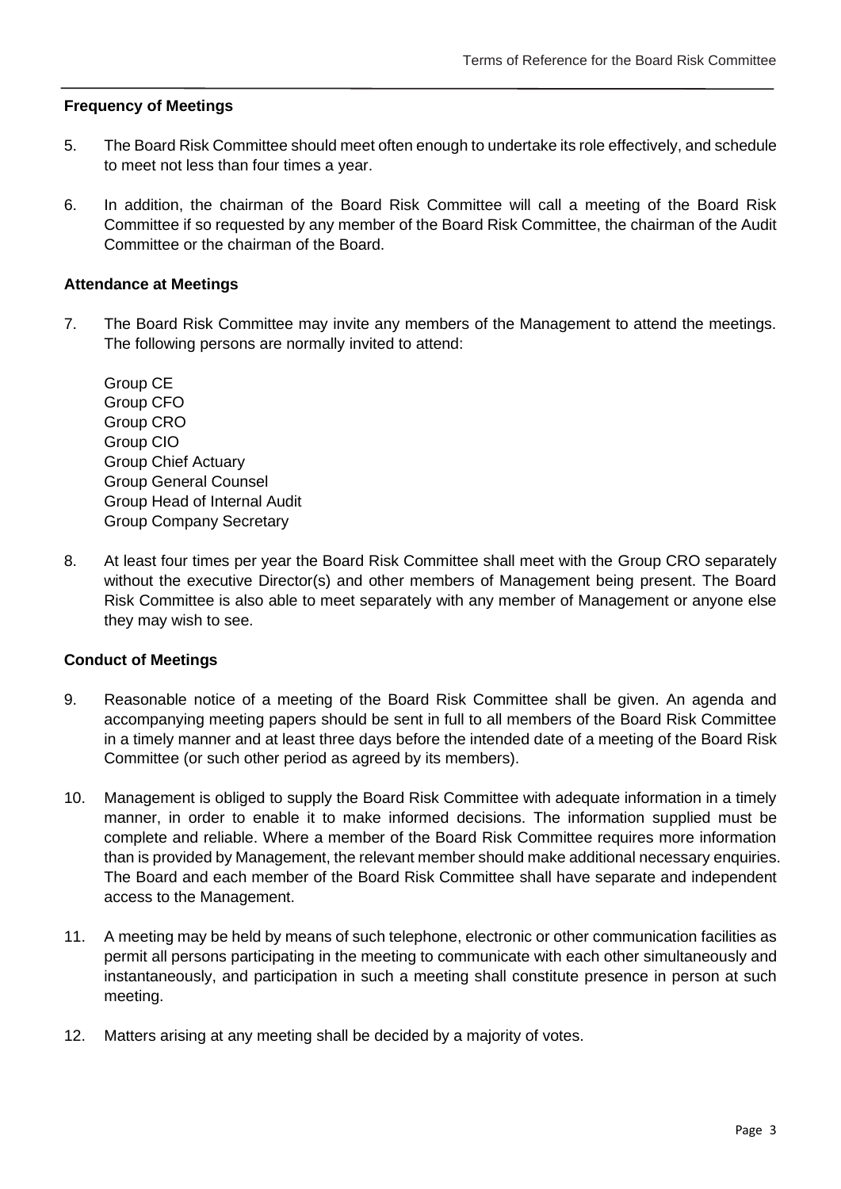### Frequency of Meetings

5. The Board Risk Committee should meet often enough to undertake its role effectively, and schedule to meet not less than four times a year.

6. In addition, the chairman of the Board Risk Committee will call a meeting of the Board Risk Committee if so requested by any member of the Board Risk Committee, the chairman of the Audit Committee or the chairman of the Board.

### Attendance at Meetings

7. The Board Risk Committee may invite any members of the Management to attend the meetings. The following persons are normally invited to attend:

   Group CE
   Group CFO
   Group CRO
   Group CIO
   Group Chief Actuary
   Group General Counsel
   Group Head of Internal Audit
   Group Company Secretary

8. At least four times per year the Board Risk Committee shall meet with the Group CRO separately without the executive Director(s) and other members of Management being present. The Board Risk Committee is also able to meet separately with any member of Management or anyone else they may wish to see.

### Conduct of Meetings

9. Reasonable notice of a meeting of the Board Risk Committee shall be given. An agenda and accompanying meeting papers should be sent in full to all members of the Board Risk Committee in a timely manner and at least three days before the intended date of a meeting of the Board Risk Committee (or such other period as agreed by its members).

10. Management is obliged to supply the Board Risk Committee with adequate information in a timely manner, in order to enable it to make informed decisions. The information supplied must be complete and reliable. Where a member of the Board Risk Committee requires more information than is provided by Management, the relevant member should make additional necessary enquiries. The Board and each member of the Board Risk Committee shall have separate and independent access to the Management.

11. A meeting may be held by means of such telephone, electronic or other communication facilities as permit all persons participating in the meeting to communicate with each other simultaneously and instantaneously, and participation in such a meeting shall constitute presence in person at such meeting.

12. Matters arising at any meeting shall be decided by a majority of votes.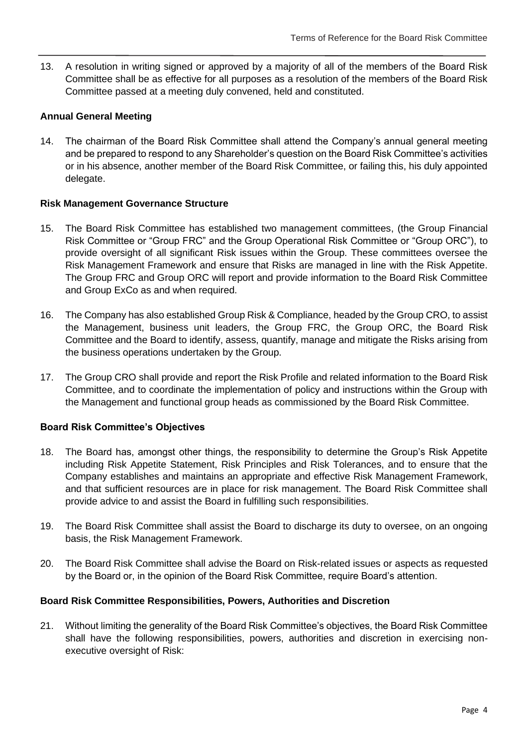13. A resolution in writing signed or approved by a majority of all of the members of the Board Risk Committee shall be as effective for all purposes as a resolution of the members of the Board Risk Committee passed at a meeting duly convened, held and constituted.

**Annual General Meeting**

14. The chairman of the Board Risk Committee shall attend the Company's annual general meeting and be prepared to respond to any Shareholder's question on the Board Risk Committee's activities or in his absence, another member of the Board Risk Committee, or failing this, his duly appointed delegate.

**Risk Management Governance Structure**

15. The Board Risk Committee has established two management committees, (the Group Financial Risk Committee or "Group FRC" and the Group Operational Risk Committee or "Group ORC"), to provide oversight of all significant Risk issues within the Group. These committees oversee the Risk Management Framework and ensure that Risks are managed in line with the Risk Appetite. The Group FRC and Group ORC will report and provide information to the Board Risk Committee and Group ExCo as and when required.

16. The Company has also established Group Risk & Compliance, headed by the Group CRO, to assist the Management, business unit leaders, the Group FRC, the Group ORC, the Board Risk Committee and the Board to identify, assess, quantify, manage and mitigate the Risks arising from the business operations undertaken by the Group.

17. The Group CRO shall provide and report the Risk Profile and related information to the Board Risk Committee, and to coordinate the implementation of policy and instructions within the Group with the Management and functional group heads as commissioned by the Board Risk Committee.

**Board Risk Committee's Objectives**

18. The Board has, amongst other things, the responsibility to determine the Group's Risk Appetite including Risk Appetite Statement, Risk Principles and Risk Tolerances, and to ensure that the Company establishes and maintains an appropriate and effective Risk Management Framework, and that sufficient resources are in place for risk management. The Board Risk Committee shall provide advice to and assist the Board in fulfilling such responsibilities.

19. The Board Risk Committee shall assist the Board to discharge its duty to oversee, on an ongoing basis, the Risk Management Framework.

20. The Board Risk Committee shall advise the Board on Risk-related issues or aspects as requested by the Board or, in the opinion of the Board Risk Committee, require Board's attention.

**Board Risk Committee Responsibilities, Powers, Authorities and Discretion**

21. Without limiting the generality of the Board Risk Committee's objectives, the Board Risk Committee shall have the following responsibilities, powers, authorities and discretion in exercising non-executive oversight of Risk: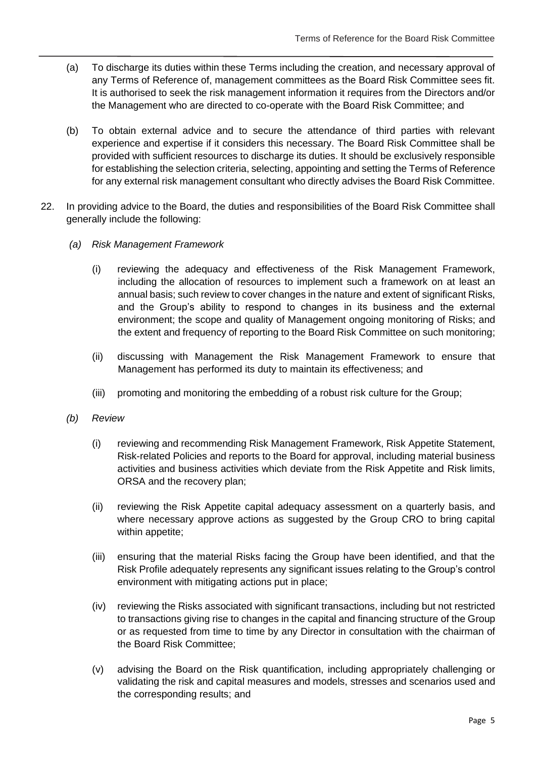(a) To discharge its duties within these Terms including the creation, and necessary approval of any Terms of Reference of, management committees as the Board Risk Committee sees fit. It is authorised to seek the risk management information it requires from the Directors and/or the Management who are directed to co-operate with the Board Risk Committee; and

(b) To obtain external advice and to secure the attendance of third parties with relevant experience and expertise if it considers this necessary. The Board Risk Committee shall be provided with sufficient resources to discharge its duties. It should be exclusively responsible for establishing the selection criteria, selecting, appointing and setting the Terms of Reference for any external risk management consultant who directly advises the Board Risk Committee.

22. In providing advice to the Board, the duties and responsibilities of the Board Risk Committee shall generally include the following:

*(a) Risk Management Framework*

(i) reviewing the adequacy and effectiveness of the Risk Management Framework, including the allocation of resources to implement such a framework on at least an annual basis; such review to cover changes in the nature and extent of significant Risks, and the Group's ability to respond to changes in its business and the external environment; the scope and quality of Management ongoing monitoring of Risks; and the extent and frequency of reporting to the Board Risk Committee on such monitoring;

(ii) discussing with Management the Risk Management Framework to ensure that Management has performed its duty to maintain its effectiveness; and

(iii) promoting and monitoring the embedding of a robust risk culture for the Group;

*(b) Review*

(i) reviewing and recommending Risk Management Framework, Risk Appetite Statement, Risk-related Policies and reports to the Board for approval, including material business activities and business activities which deviate from the Risk Appetite and Risk limits, ORSA and the recovery plan;

(ii) reviewing the Risk Appetite capital adequacy assessment on a quarterly basis, and where necessary approve actions as suggested by the Group CRO to bring capital within appetite;

(iii) ensuring that the material Risks facing the Group have been identified, and that the Risk Profile adequately represents any significant issues relating to the Group's control environment with mitigating actions put in place;

(iv) reviewing the Risks associated with significant transactions, including but not restricted to transactions giving rise to changes in the capital and financing structure of the Group or as requested from time to time by any Director in consultation with the chairman of the Board Risk Committee;

(v) advising the Board on the Risk quantification, including appropriately challenging or validating the risk and capital measures and models, stresses and scenarios used and the corresponding results; and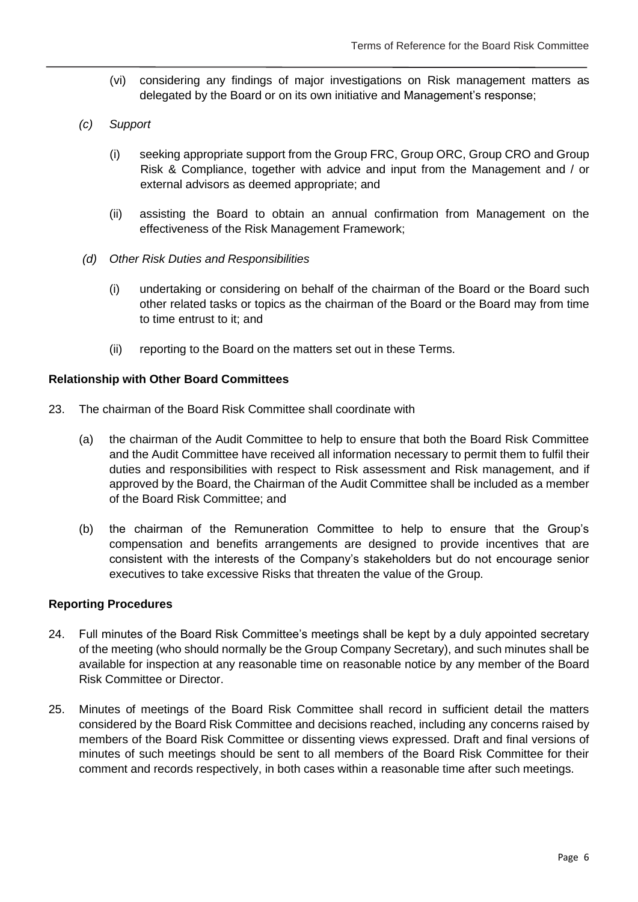(vi) considering any findings of major investigations on Risk management matters as delegated by the Board or on its own initiative and Management's response;

*(c) Support*

(i) seeking appropriate support from the Group FRC, Group ORC, Group CRO and Group Risk & Compliance, together with advice and input from the Management and / or external advisors as deemed appropriate; and

(ii) assisting the Board to obtain an annual confirmation from Management on the effectiveness of the Risk Management Framework;

*(d) Other Risk Duties and Responsibilities*

(i) undertaking or considering on behalf of the chairman of the Board or the Board such other related tasks or topics as the chairman of the Board or the Board may from time to time entrust to it; and

(ii) reporting to the Board on the matters set out in these Terms.

**Relationship with Other Board Committees**

23. The chairman of the Board Risk Committee shall coordinate with

(a) the chairman of the Audit Committee to help to ensure that both the Board Risk Committee and the Audit Committee have received all information necessary to permit them to fulfil their duties and responsibilities with respect to Risk assessment and Risk management, and if approved by the Board, the Chairman of the Audit Committee shall be included as a member of the Board Risk Committee; and

(b) the chairman of the Remuneration Committee to help to ensure that the Group's compensation and benefits arrangements are designed to provide incentives that are consistent with the interests of the Company's stakeholders but do not encourage senior executives to take excessive Risks that threaten the value of the Group.

**Reporting Procedures**

24. Full minutes of the Board Risk Committee's meetings shall be kept by a duly appointed secretary of the meeting (who should normally be the Group Company Secretary), and such minutes shall be available for inspection at any reasonable time on reasonable notice by any member of the Board Risk Committee or Director.

25. Minutes of meetings of the Board Risk Committee shall record in sufficient detail the matters considered by the Board Risk Committee and decisions reached, including any concerns raised by members of the Board Risk Committee or dissenting views expressed. Draft and final versions of minutes of such meetings should be sent to all members of the Board Risk Committee for their comment and records respectively, in both cases within a reasonable time after such meetings.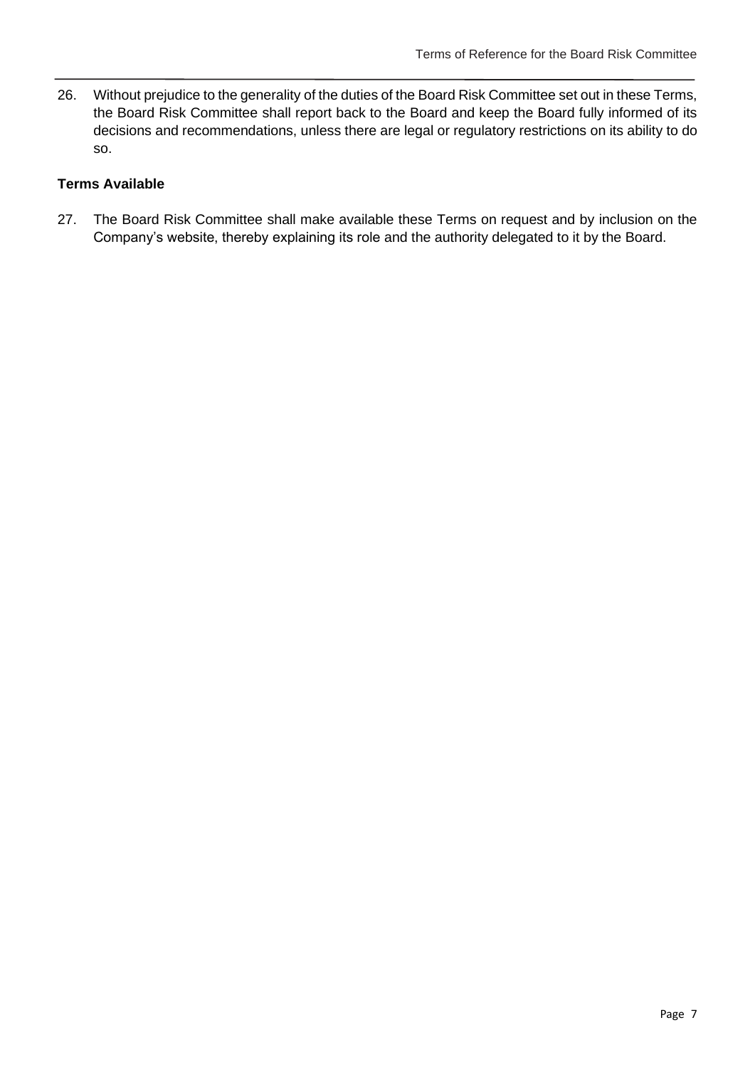26. Without prejudice to the generality of the duties of the Board Risk Committee set out in these Terms, the Board Risk Committee shall report back to the Board and keep the Board fully informed of its decisions and recommendations, unless there are legal or regulatory restrictions on its ability to do so.

**Terms Available**

27. The Board Risk Committee shall make available these Terms on request and by inclusion on the Company's website, thereby explaining its role and the authority delegated to it by the Board.